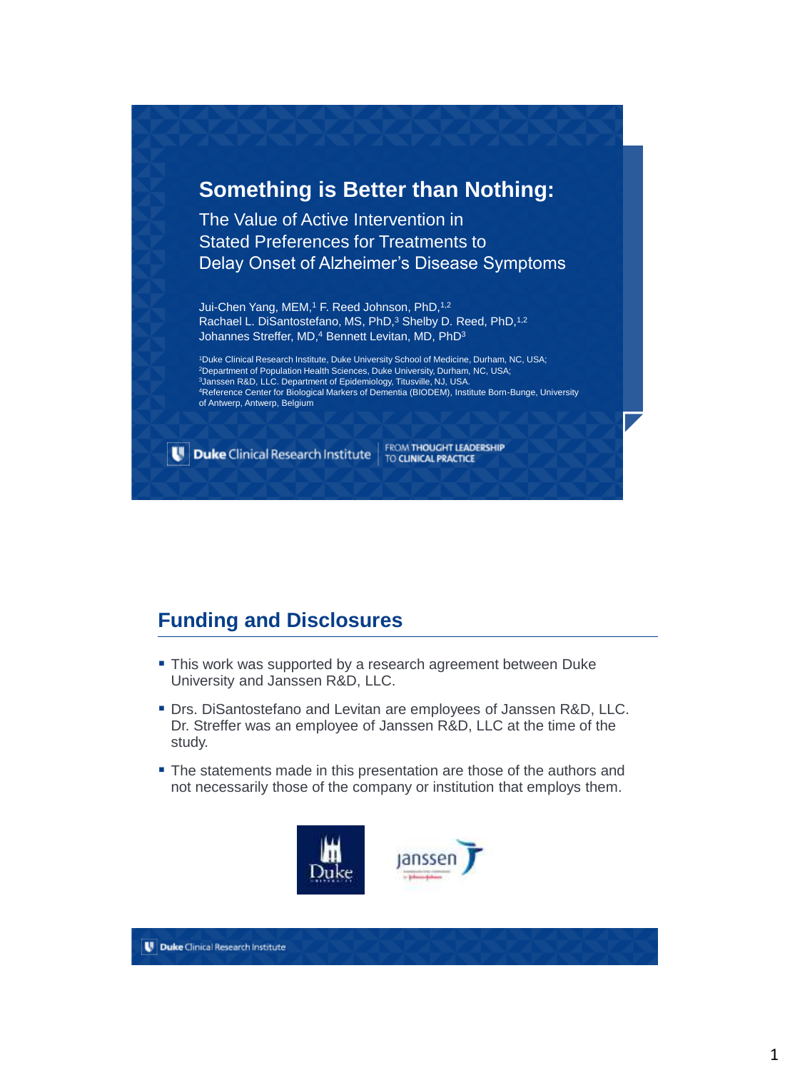# Something is Better than Nothing:

## The Value of Active Intervention in Stated Preferences for Treatments to Delay Onset of Alzheimer's Disease Symptoms

Jui-Chen Yang, MEM,[1] F. Reed Johnson, PhD,[1,2]
Rachael L. DiSantostefano, MS, PhD,[3] Shelby D. Reed, PhD,[1,2]
Johannes Streffer, MD,[4] Bennett Levitan, MD, PhD[3]

[1]Duke Clinical Research Institute, Duke University School of Medicine, Durham, NC, USA;
[2]Department of Population Health Sciences, Duke University, Durham, NC, USA;
[3]Janssen R&D, LLC. Department of Epidemiology, Titusville, NJ, USA.
[4]Reference Center for Biological Markers of Dementia (BIODEM), Institute Born-Bunge, University of Antwerp, Antwerp, Belgium

Duke Clinical Research Institute | FROM THOUGHT LEADERSHIP TO CLINICAL PRACTICE

## Funding and Disclosures

- This work was supported by a research agreement between Duke University and Janssen R&D, LLC.
- Drs. DiSantostefano and Levitan are employees of Janssen R&D, LLC. Dr. Streffer was an employee of Janssen R&D, LLC at the time of the study.
- The statements made in this presentation are those of the authors and not necessarily those of the company or institution that employs them.

Duke Clinical Research Institute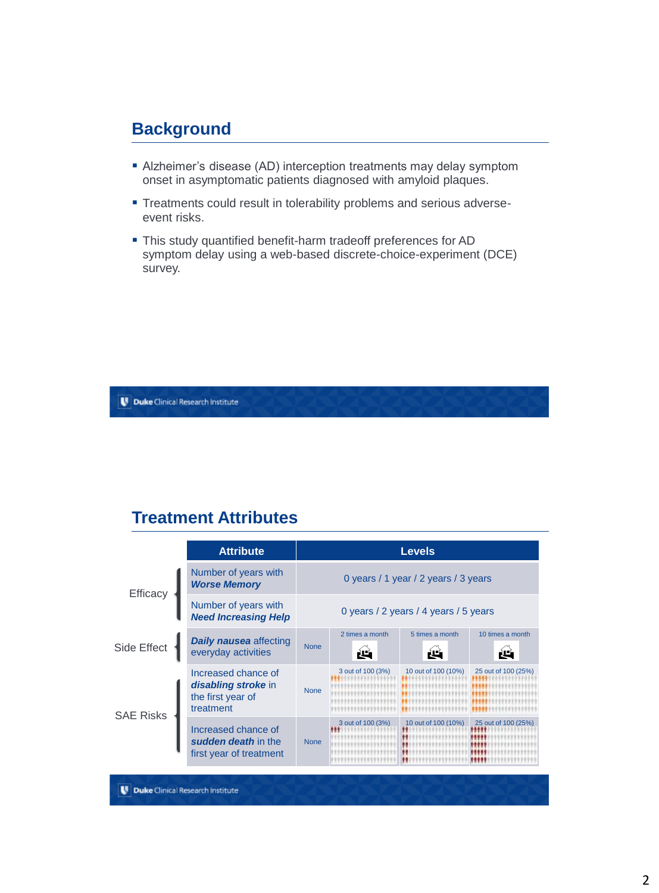## Background

- Alzheimer's disease (AD) interception treatments may delay symptom onset in asymptomatic patients diagnosed with amyloid plaques.
- Treatments could result in tolerability problems and serious adverse-event risks.
- This study quantified benefit-harm tradeoff preferences for AD symptom delay using a web-based discrete-choice-experiment (DCE) survey.

## Treatment Attributes

| | Attribute | Levels | | | |
|---|---|---|---|---|---|
| Efficacy | Number of years with ***Worse Memory*** | 0 years / 1 year / 2 years / 3 years | | | |
| | Number of years with ***Need Increasing Help*** | 0 years / 2 years / 4 years / 5 years | | | |
| Side Effect | ***Daily nausea*** affecting everyday activities | None | 2 times a month | 5 times a month | 10 times a month |
| SAE Risks | Increased chance of ***disabling stroke*** in the first year of treatment | None | 3 out of 100 (3%) | 10 out of 100 (10%) | 25 out of 100 (25%) |
| | Increased chance of ***sudden death*** in the first year of treatment | None | 3 out of 100 (3%) | 10 out of 100 (10%) | 25 out of 100 (25%) |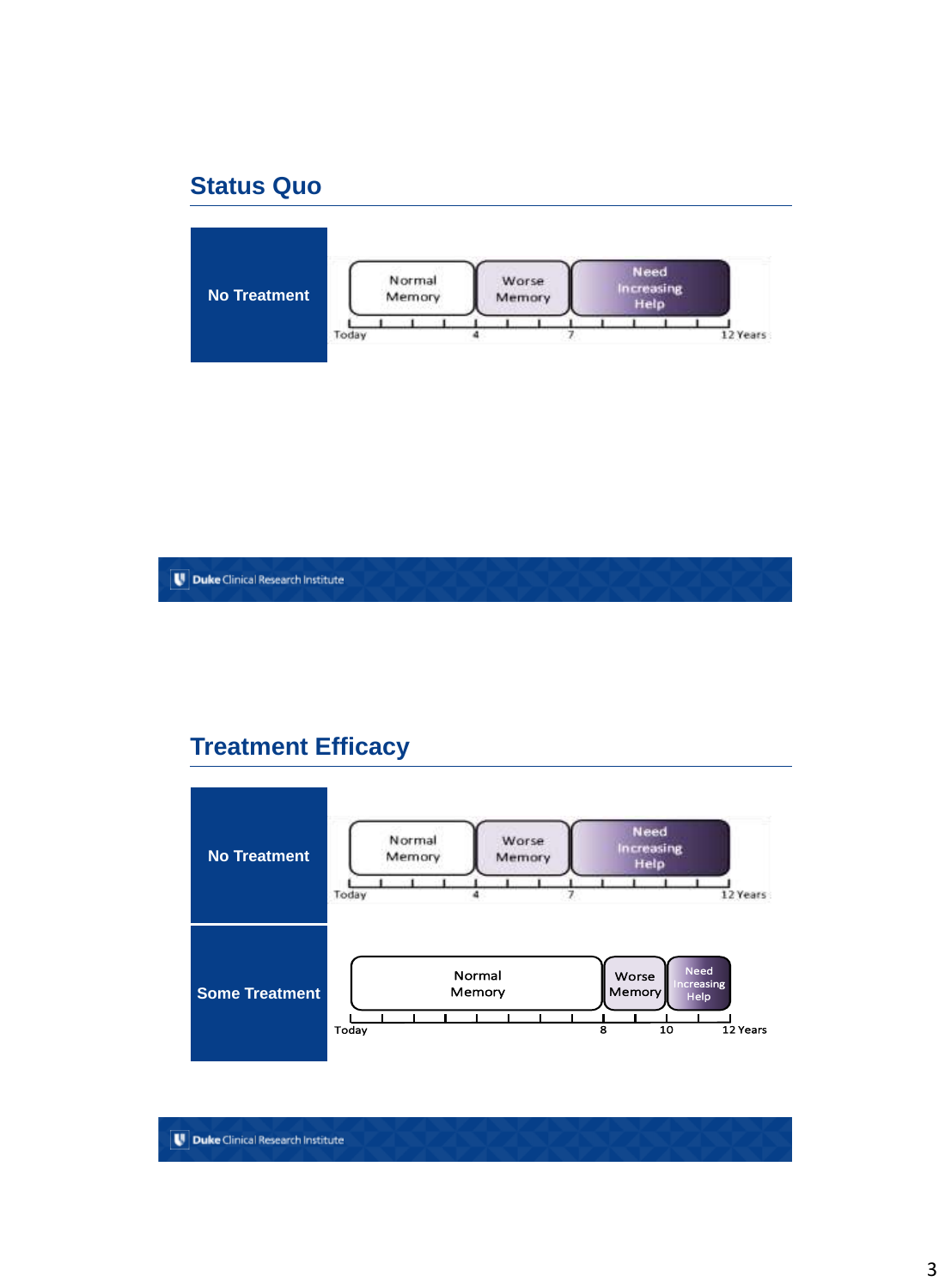## Status Quo

**No Treatment**

| Normal Memory | Worse Memory | Need Increasing Help |
|---|---|---|
| Today – 4 | 4 – 7 | 7 – 12 Years |

Duke Clinical Research Institute

## Treatment Efficacy

**No Treatment**

| Normal Memory | Worse Memory | Need Increasing Help |
|---|---|---|
| Today – 4 | 4 – 7 | 7 – 12 Years |

**Some Treatment**

| Normal Memory | Worse Memory | Need Increasing Help |
|---|---|---|
| Today – 8 | 8 – 10 | 10 – 12 Years |

Duke Clinical Research Institute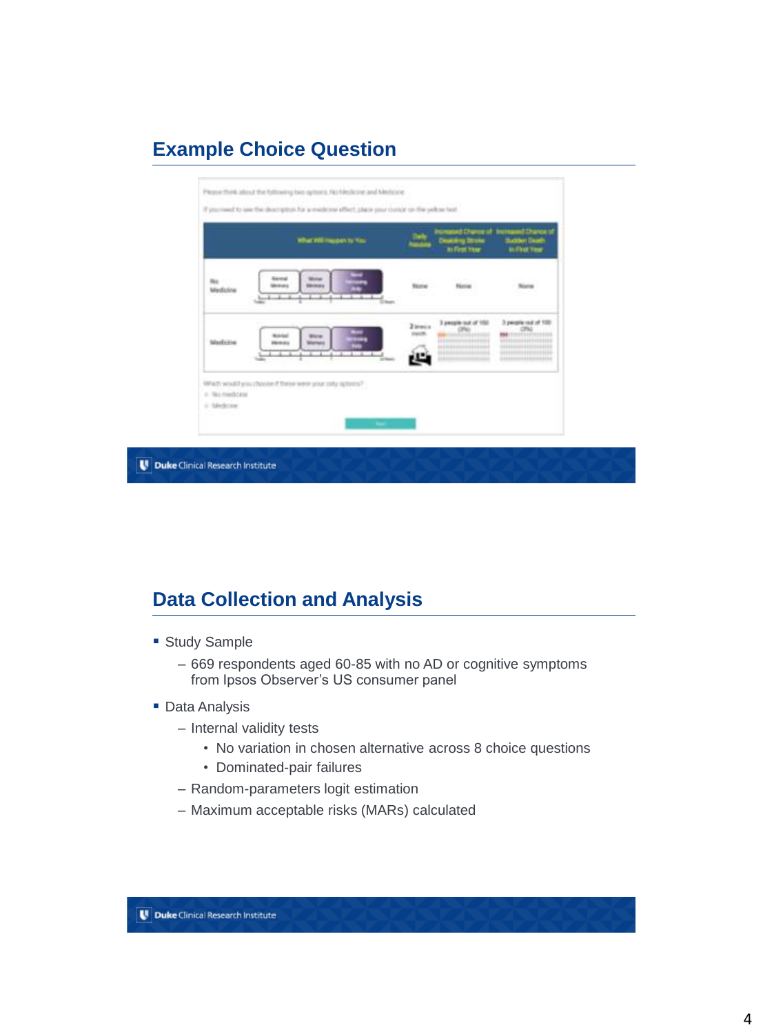## Example Choice Question

Please think about the following two options: No Medicine and Medicine

If you need to see the description for a medicine effect, place your cursor on the yellow text

| What Will Happen to You | Daily Nausea | Increased Chance of Disabling Stroke in First Year | Increased Chance of Sudden Death in First Year |
|---|---|---|---|
| No Medicine | None | None | None |
| Medicine | 2 times a month | 3 people out of 100 (3%) | 3 people out of 100 (3%) |

Which would you choose if these were your only options?

- No medicine
- Medicine

## Data Collection and Analysis

- Study Sample
  - 669 respondents aged 60-85 with no AD or cognitive symptoms from Ipsos Observer's US consumer panel
- Data Analysis
  - Internal validity tests
    - No variation in chosen alternative across 8 choice questions
    - Dominated-pair failures
  - Random-parameters logit estimation
  - Maximum acceptable risks (MARs) calculated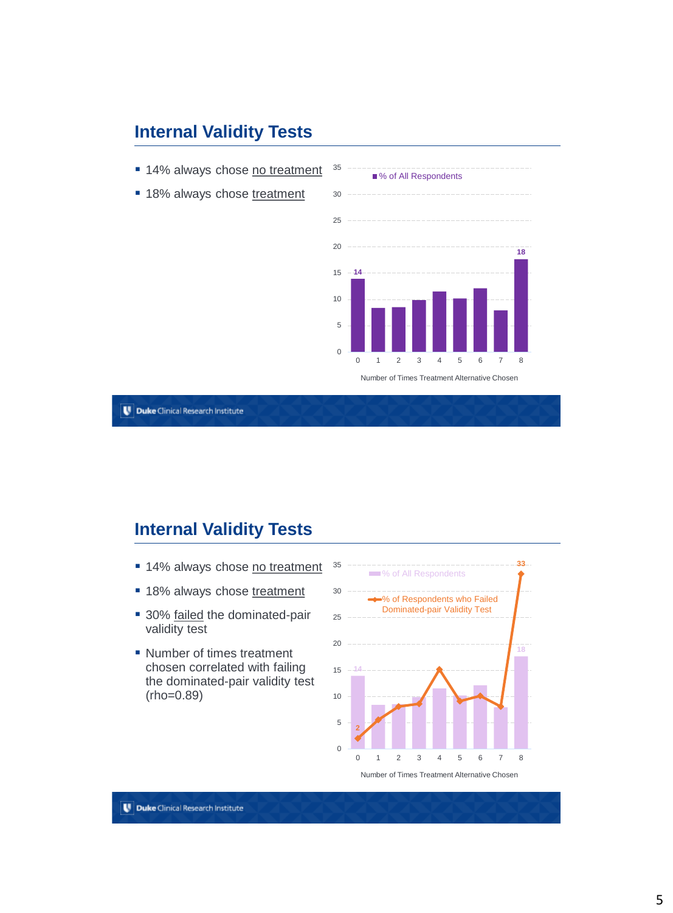## Internal Validity Tests

- 14% always chose no treatment
- 18% always chose treatment

% of All Respondents

Number of Times Treatment Alternative Chosen

| Number of Times Treatment Alternative Chosen | 0 | 1 | 2 | 3 | 4 | 5 | 6 | 7 | 8 |
|---|---|---|---|---|---|---|---|---|---|
| % of All Respondents | 14 | | | | | | | | 18 |

## Internal Validity Tests

- 14% always chose no treatment
- 18% always chose treatment
- 30% failed the dominated-pair validity test
- Number of times treatment chosen correlated with failing the dominated-pair validity test (rho=0.89)

% of All Respondents

% of Respondents who Failed Dominated-pair Validity Test

Number of Times Treatment Alternative Chosen

| Number of Times Treatment Alternative Chosen | 0 | 1 | 2 | 3 | 4 | 5 | 6 | 7 | 8 |
|---|---|---|---|---|---|---|---|---|---|
| % of All Respondents | 14 | | | | | | | | 18 |
| % of Respondents who Failed Dominated-pair Validity Test | 2 | | | | | | | | 33 |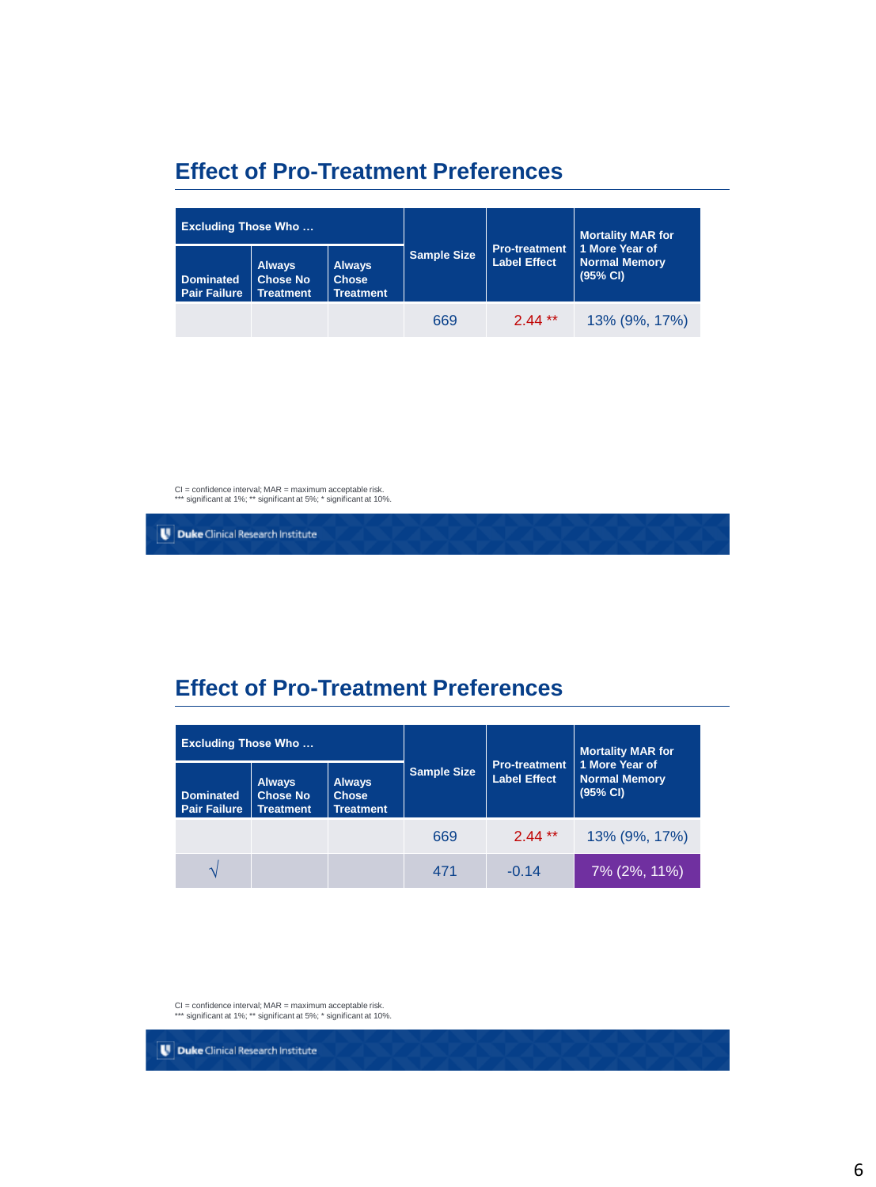## Effect of Pro-Treatment Preferences

| Excluding Those Who … | | | Sample Size | Pro-treatment Label Effect | Mortality MAR for 1 More Year of Normal Memory (95% CI) |
|---|---|---|---|---|---|
| Dominated Pair Failure | Always Chose No Treatment | Always Chose Treatment | | | |
| | | | 669 | 2.44 ** | 13% (9%, 17%) |

CI = confidence interval; MAR = maximum acceptable risk.
*** significant at 1%; ** significant at 5%; * significant at 10%.

Duke Clinical Research Institute

## Effect of Pro-Treatment Preferences

| Excluding Those Who … | | | Sample Size | Pro-treatment Label Effect | Mortality MAR for 1 More Year of Normal Memory (95% CI) |
|---|---|---|---|---|---|
| Dominated Pair Failure | Always Chose No Treatment | Always Chose Treatment | | | |
| | | | 669 | 2.44 ** | 13% (9%, 17%) |
| √ | | | 471 | -0.14 | 7% (2%, 11%) |

CI = confidence interval; MAR = maximum acceptable risk.
*** significant at 1%; ** significant at 5%; * significant at 10%.

Duke Clinical Research Institute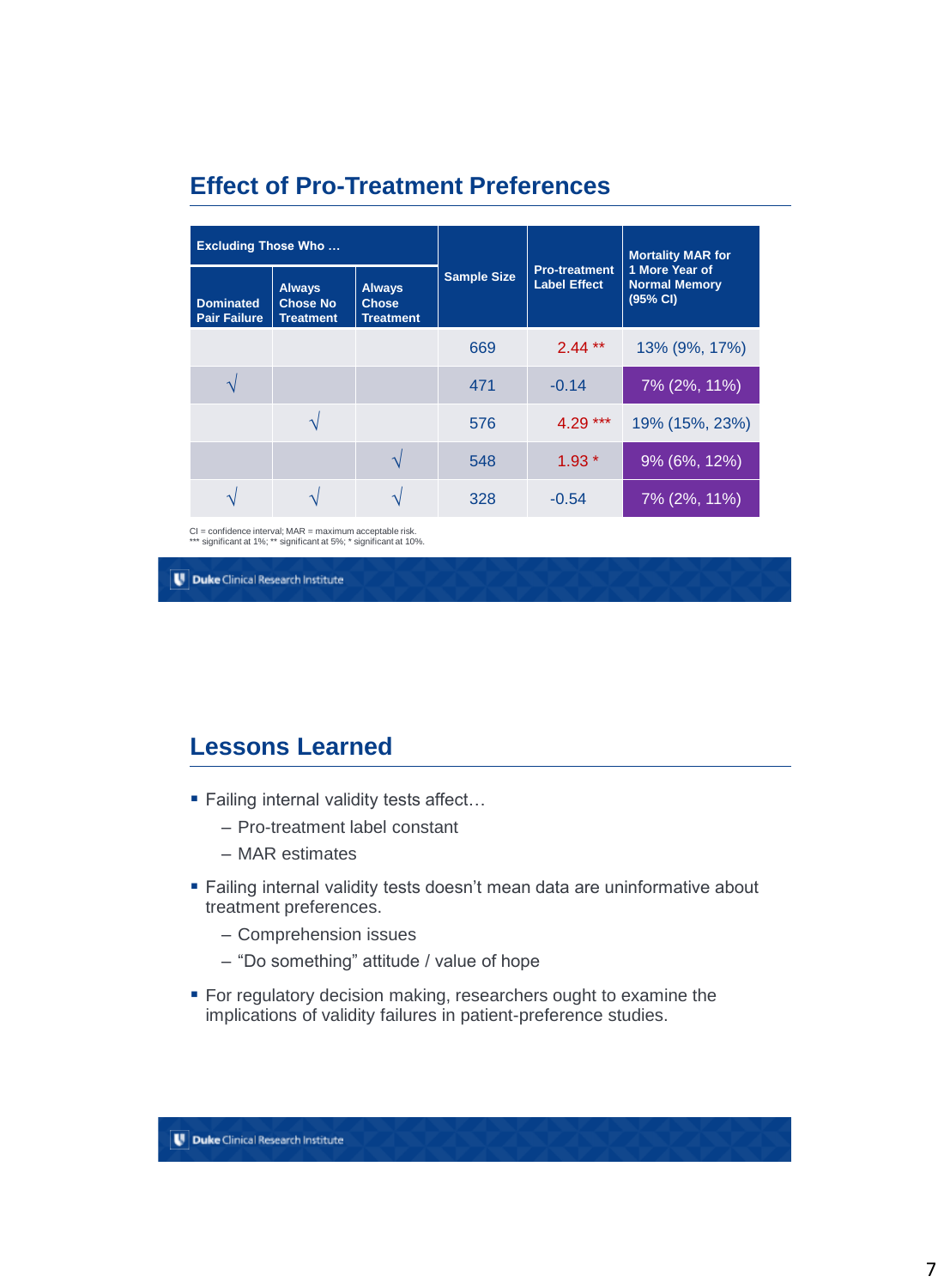## Effect of Pro-Treatment Preferences

| Excluding Those Who … | | | Sample Size | Pro-treatment Label Effect | Mortality MAR for 1 More Year of Normal Memory (95% CI) |
|---|---|---|---|---|---|
| Dominated Pair Failure | Always Chose No Treatment | Always Chose Treatment | | | |
| | | | 669 | 2.44 ** | 13% (9%, 17%) |
| √ | | | 471 | -0.14 | 7% (2%, 11%) |
| | √ | | 576 | 4.29 *** | 19% (15%, 23%) |
| | | √ | 548 | 1.93 * | 9% (6%, 12%) |
| √ | √ | √ | 328 | -0.54 | 7% (2%, 11%) |

CI = confidence interval; MAR = maximum acceptable risk.
*** significant at 1%; ** significant at 5%; * significant at 10%.

## Lessons Learned

- Failing internal validity tests affect…
  - Pro-treatment label constant
  - MAR estimates
- Failing internal validity tests doesn't mean data are uninformative about treatment preferences.
  - Comprehension issues
  - "Do something" attitude / value of hope
- For regulatory decision making, researchers ought to examine the implications of validity failures in patient-preference studies.